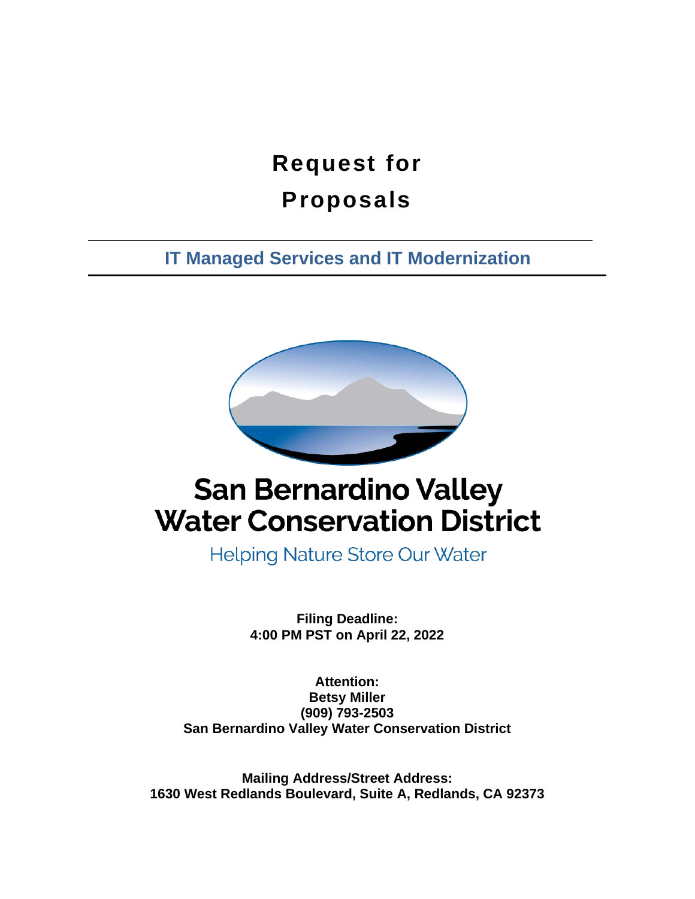# Request for Proposals

## IT Managed Services and IT Modernization

**San Bernardino Valley Water Conservation District**

Helping Nature Store Our Water

**Filing Deadline:**
**4:00 PM PST on April 22, 2022**

**Attention:**
**Betsy Miller**
**(909) 793-2503**
**San Bernardino Valley Water Conservation District**

**Mailing Address/Street Address:**
**1630 West Redlands Boulevard, Suite A, Redlands, CA 92373**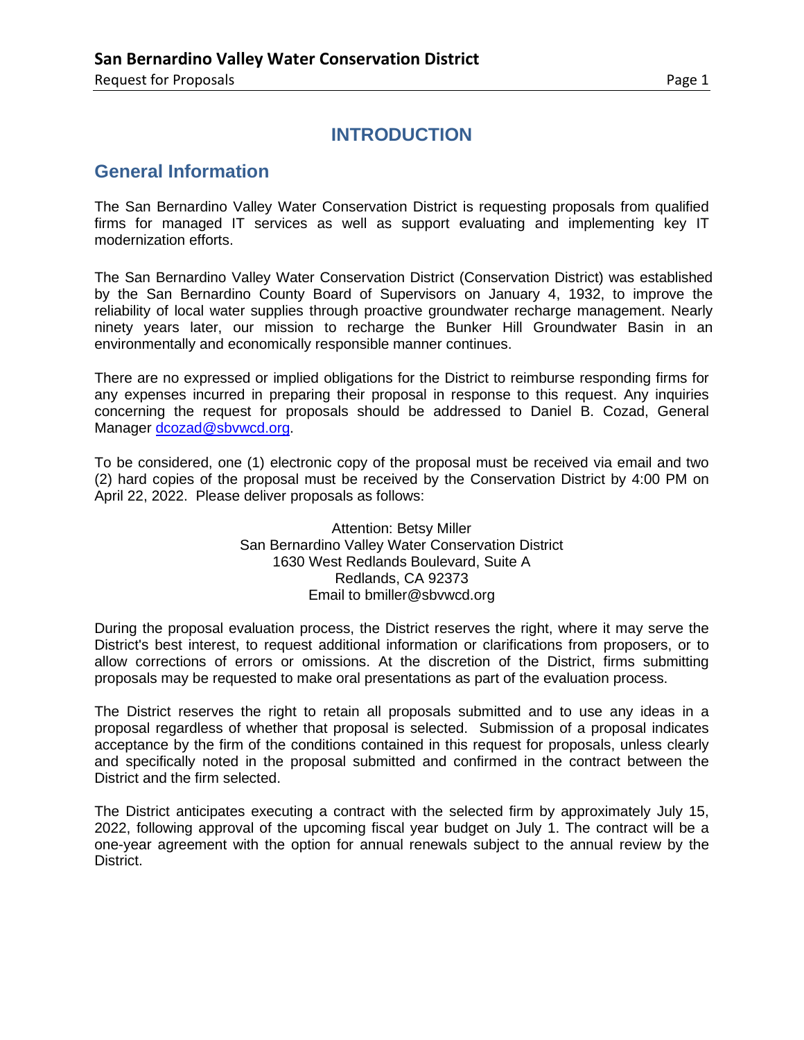# INTRODUCTION

## General Information

The San Bernardino Valley Water Conservation District is requesting proposals from qualified firms for managed IT services as well as support evaluating and implementing key IT modernization efforts.

The San Bernardino Valley Water Conservation District (Conservation District) was established by the San Bernardino County Board of Supervisors on January 4, 1932, to improve the reliability of local water supplies through proactive groundwater recharge management. Nearly ninety years later, our mission to recharge the Bunker Hill Groundwater Basin in an environmentally and economically responsible manner continues.

There are no expressed or implied obligations for the District to reimburse responding firms for any expenses incurred in preparing their proposal in response to this request. Any inquiries concerning the request for proposals should be addressed to Daniel B. Cozad, General Manager dcozad@sbvwcd.org.

To be considered, one (1) electronic copy of the proposal must be received via email and two (2) hard copies of the proposal must be received by the Conservation District by 4:00 PM on April 22, 2022. Please deliver proposals as follows:

Attention: Betsy Miller
San Bernardino Valley Water Conservation District
1630 West Redlands Boulevard, Suite A
Redlands, CA 92373
Email to bmiller@sbvwcd.org

During the proposal evaluation process, the District reserves the right, where it may serve the District's best interest, to request additional information or clarifications from proposers, or to allow corrections of errors or omissions. At the discretion of the District, firms submitting proposals may be requested to make oral presentations as part of the evaluation process.

The District reserves the right to retain all proposals submitted and to use any ideas in a proposal regardless of whether that proposal is selected. Submission of a proposal indicates acceptance by the firm of the conditions contained in this request for proposals, unless clearly and specifically noted in the proposal submitted and confirmed in the contract between the District and the firm selected.

The District anticipates executing a contract with the selected firm by approximately July 15, 2022, following approval of the upcoming fiscal year budget on July 1. The contract will be a one-year agreement with the option for annual renewals subject to the annual review by the District.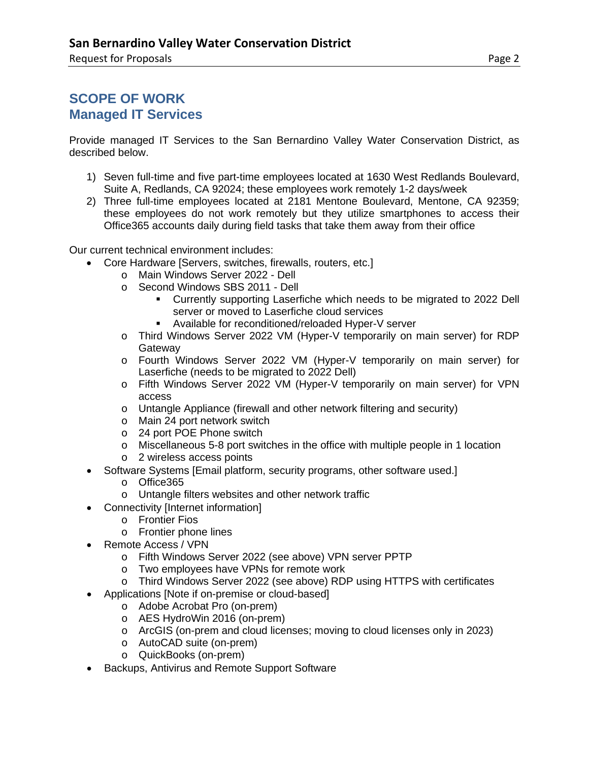# SCOPE OF WORK
# Managed IT Services

Provide managed IT Services to the San Bernardino Valley Water Conservation District, as described below.

1) Seven full-time and five part-time employees located at 1630 West Redlands Boulevard, Suite A, Redlands, CA 92024; these employees work remotely 1-2 days/week
2) Three full-time employees located at 2181 Mentone Boulevard, Mentone, CA 92359; these employees do not work remotely but they utilize smartphones to access their Office365 accounts daily during field tasks that take them away from their office

Our current technical environment includes:

- Core Hardware [Servers, switches, firewalls, routers, etc.]
  - Main Windows Server 2022 - Dell
  - Second Windows SBS 2011 - Dell
    - Currently supporting Laserfiche which needs to be migrated to 2022 Dell server or moved to Laserfiche cloud services
    - Available for reconditioned/reloaded Hyper-V server
  - Third Windows Server 2022 VM (Hyper-V temporarily on main server) for RDP Gateway
  - Fourth Windows Server 2022 VM (Hyper-V temporarily on main server) for Laserfiche (needs to be migrated to 2022 Dell)
  - Fifth Windows Server 2022 VM (Hyper-V temporarily on main server) for VPN access
  - Untangle Appliance (firewall and other network filtering and security)
  - Main 24 port network switch
  - 24 port POE Phone switch
  - Miscellaneous 5-8 port switches in the office with multiple people in 1 location
  - 2 wireless access points
- Software Systems [Email platform, security programs, other software used.]
  - Office365
  - Untangle filters websites and other network traffic
- Connectivity [Internet information]
  - Frontier Fios
  - Frontier phone lines
- Remote Access / VPN
  - Fifth Windows Server 2022 (see above) VPN server PPTP
  - Two employees have VPNs for remote work
  - Third Windows Server 2022 (see above) RDP using HTTPS with certificates
- Applications [Note if on-premise or cloud-based]
  - Adobe Acrobat Pro (on-prem)
  - AES HydroWin 2016 (on-prem)
  - ArcGIS (on-prem and cloud licenses; moving to cloud licenses only in 2023)
  - AutoCAD suite (on-prem)
  - QuickBooks (on-prem)
- Backups, Antivirus and Remote Support Software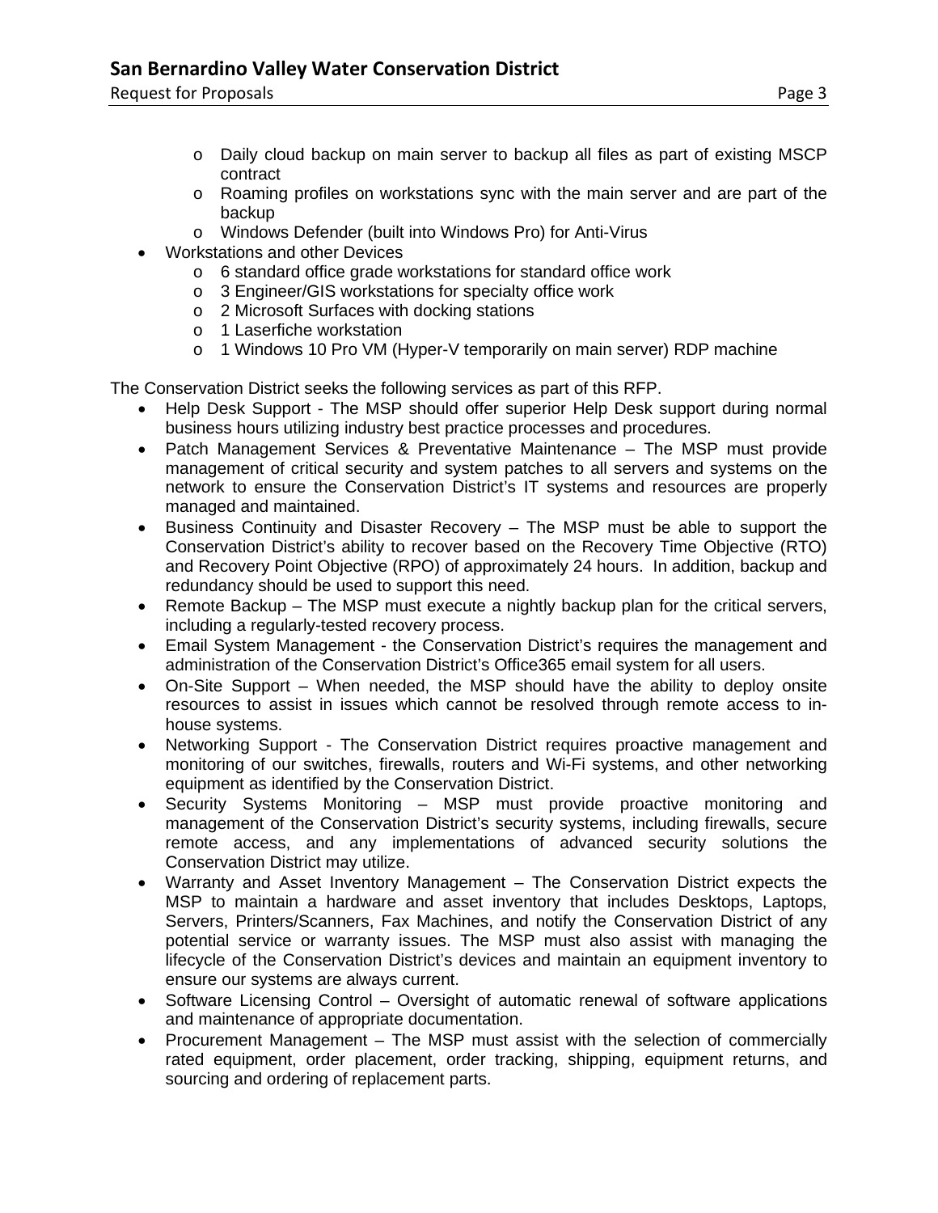- Daily cloud backup on main server to backup all files as part of existing MSCP contract
  - Roaming profiles on workstations sync with the main server and are part of the backup
  - Windows Defender (built into Windows Pro) for Anti-Virus
- Workstations and other Devices
  - 6 standard office grade workstations for standard office work
  - 3 Engineer/GIS workstations for specialty office work
  - 2 Microsoft Surfaces with docking stations
  - 1 Laserfiche workstation
  - 1 Windows 10 Pro VM (Hyper-V temporarily on main server) RDP machine

The Conservation District seeks the following services as part of this RFP.

- Help Desk Support - The MSP should offer superior Help Desk support during normal business hours utilizing industry best practice processes and procedures.
- Patch Management Services & Preventative Maintenance – The MSP must provide management of critical security and system patches to all servers and systems on the network to ensure the Conservation District's IT systems and resources are properly managed and maintained.
- Business Continuity and Disaster Recovery – The MSP must be able to support the Conservation District's ability to recover based on the Recovery Time Objective (RTO) and Recovery Point Objective (RPO) of approximately 24 hours. In addition, backup and redundancy should be used to support this need.
- Remote Backup – The MSP must execute a nightly backup plan for the critical servers, including a regularly-tested recovery process.
- Email System Management - the Conservation District's requires the management and administration of the Conservation District's Office365 email system for all users.
- On-Site Support – When needed, the MSP should have the ability to deploy onsite resources to assist in issues which cannot be resolved through remote access to in-house systems.
- Networking Support - The Conservation District requires proactive management and monitoring of our switches, firewalls, routers and Wi-Fi systems, and other networking equipment as identified by the Conservation District.
- Security Systems Monitoring – MSP must provide proactive monitoring and management of the Conservation District's security systems, including firewalls, secure remote access, and any implementations of advanced security solutions the Conservation District may utilize.
- Warranty and Asset Inventory Management – The Conservation District expects the MSP to maintain a hardware and asset inventory that includes Desktops, Laptops, Servers, Printers/Scanners, Fax Machines, and notify the Conservation District of any potential service or warranty issues. The MSP must also assist with managing the lifecycle of the Conservation District's devices and maintain an equipment inventory to ensure our systems are always current.
- Software Licensing Control – Oversight of automatic renewal of software applications and maintenance of appropriate documentation.
- Procurement Management – The MSP must assist with the selection of commercially rated equipment, order placement, order tracking, shipping, equipment returns, and sourcing and ordering of replacement parts.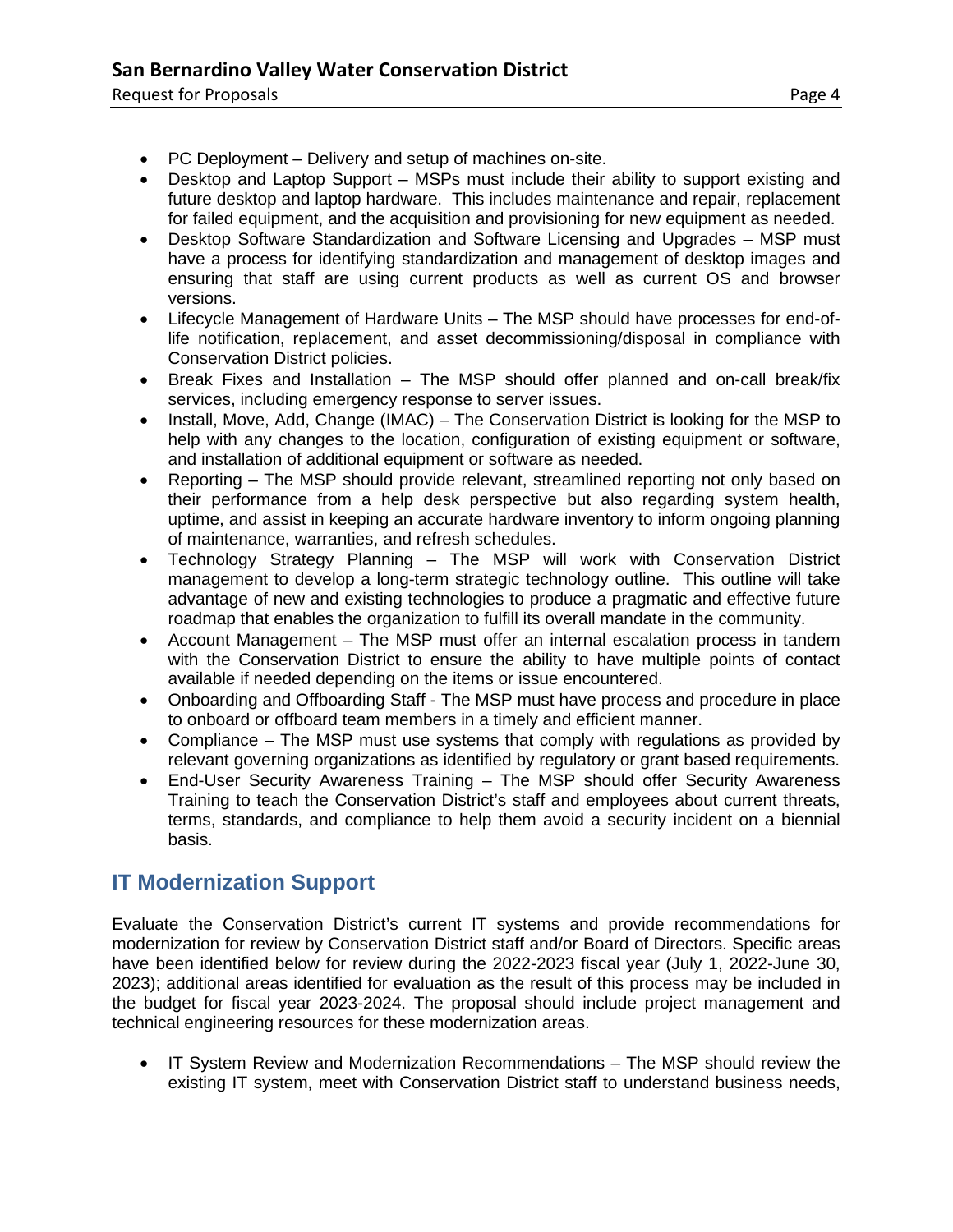- PC Deployment – Delivery and setup of machines on-site.
- Desktop and Laptop Support – MSPs must include their ability to support existing and future desktop and laptop hardware. This includes maintenance and repair, replacement for failed equipment, and the acquisition and provisioning for new equipment as needed.
- Desktop Software Standardization and Software Licensing and Upgrades – MSP must have a process for identifying standardization and management of desktop images and ensuring that staff are using current products as well as current OS and browser versions.
- Lifecycle Management of Hardware Units – The MSP should have processes for end-of-life notification, replacement, and asset decommissioning/disposal in compliance with Conservation District policies.
- Break Fixes and Installation – The MSP should offer planned and on-call break/fix services, including emergency response to server issues.
- Install, Move, Add, Change (IMAC) – The Conservation District is looking for the MSP to help with any changes to the location, configuration of existing equipment or software, and installation of additional equipment or software as needed.
- Reporting – The MSP should provide relevant, streamlined reporting not only based on their performance from a help desk perspective but also regarding system health, uptime, and assist in keeping an accurate hardware inventory to inform ongoing planning of maintenance, warranties, and refresh schedules.
- Technology Strategy Planning – The MSP will work with Conservation District management to develop a long-term strategic technology outline. This outline will take advantage of new and existing technologies to produce a pragmatic and effective future roadmap that enables the organization to fulfill its overall mandate in the community.
- Account Management – The MSP must offer an internal escalation process in tandem with the Conservation District to ensure the ability to have multiple points of contact available if needed depending on the items or issue encountered.
- Onboarding and Offboarding Staff - The MSP must have process and procedure in place to onboard or offboard team members in a timely and efficient manner.
- Compliance – The MSP must use systems that comply with regulations as provided by relevant governing organizations as identified by regulatory or grant based requirements.
- End-User Security Awareness Training – The MSP should offer Security Awareness Training to teach the Conservation District's staff and employees about current threats, terms, standards, and compliance to help them avoid a security incident on a biennial basis.

## IT Modernization Support

Evaluate the Conservation District's current IT systems and provide recommendations for modernization for review by Conservation District staff and/or Board of Directors. Specific areas have been identified below for review during the 2022-2023 fiscal year (July 1, 2022-June 30, 2023); additional areas identified for evaluation as the result of this process may be included in the budget for fiscal year 2023-2024. The proposal should include project management and technical engineering resources for these modernization areas.

- IT System Review and Modernization Recommendations – The MSP should review the existing IT system, meet with Conservation District staff to understand business needs,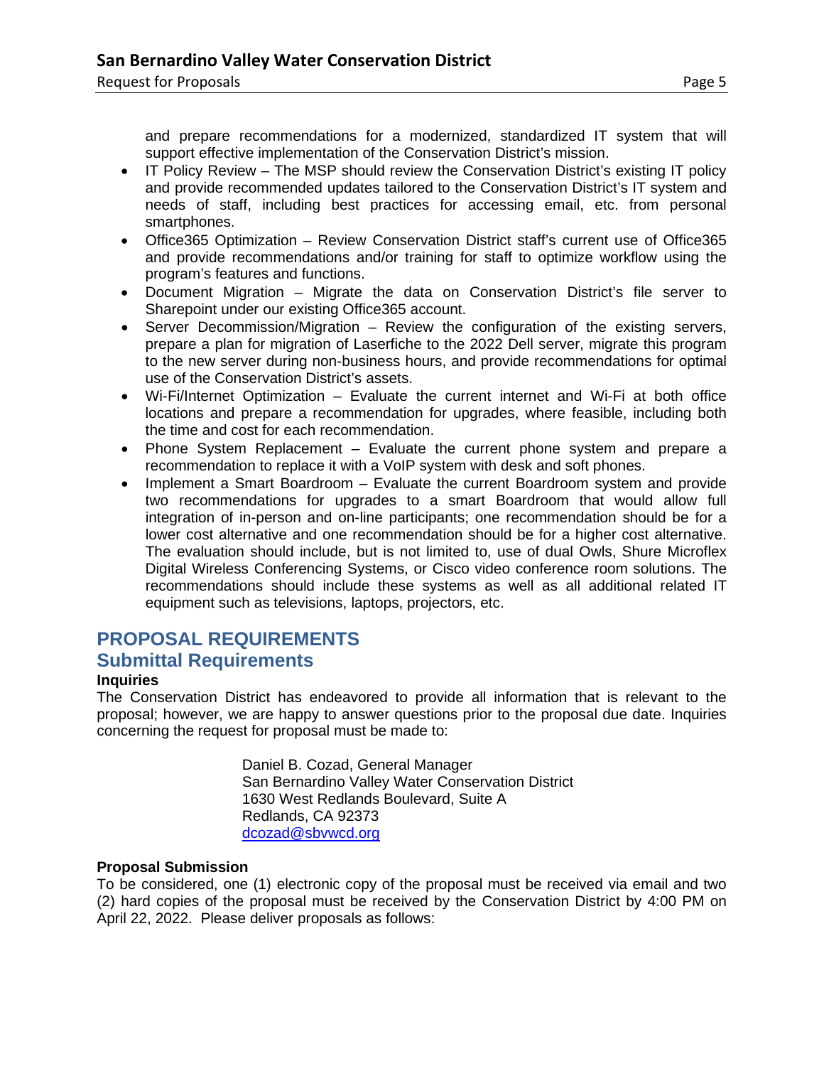and prepare recommendations for a modernized, standardized IT system that will support effective implementation of the Conservation District's mission.

- IT Policy Review – The MSP should review the Conservation District's existing IT policy and provide recommended updates tailored to the Conservation District's IT system and needs of staff, including best practices for accessing email, etc. from personal smartphones.
- Office365 Optimization – Review Conservation District staff's current use of Office365 and provide recommendations and/or training for staff to optimize workflow using the program's features and functions.
- Document Migration – Migrate the data on Conservation District's file server to Sharepoint under our existing Office365 account.
- Server Decommission/Migration – Review the configuration of the existing servers, prepare a plan for migration of Laserfiche to the 2022 Dell server, migrate this program to the new server during non-business hours, and provide recommendations for optimal use of the Conservation District's assets.
- Wi-Fi/Internet Optimization – Evaluate the current internet and Wi-Fi at both office locations and prepare a recommendation for upgrades, where feasible, including both the time and cost for each recommendation.
- Phone System Replacement – Evaluate the current phone system and prepare a recommendation to replace it with a VoIP system with desk and soft phones.
- Implement a Smart Boardroom – Evaluate the current Boardroom system and provide two recommendations for upgrades to a smart Boardroom that would allow full integration of in-person and on-line participants; one recommendation should be for a lower cost alternative and one recommendation should be for a higher cost alternative. The evaluation should include, but is not limited to, use of dual Owls, Shure Microflex Digital Wireless Conferencing Systems, or Cisco video conference room solutions. The recommendations should include these systems as well as all additional related IT equipment such as televisions, laptops, projectors, etc.

# PROPOSAL REQUIREMENTS

## Submittal Requirements

### Inquiries

The Conservation District has endeavored to provide all information that is relevant to the proposal; however, we are happy to answer questions prior to the proposal due date. Inquiries concerning the request for proposal must be made to:

Daniel B. Cozad, General Manager
San Bernardino Valley Water Conservation District
1630 West Redlands Boulevard, Suite A
Redlands, CA 92373
dcozad@sbvwcd.org

### Proposal Submission

To be considered, one (1) electronic copy of the proposal must be received via email and two (2) hard copies of the proposal must be received by the Conservation District by 4:00 PM on April 22, 2022. Please deliver proposals as follows: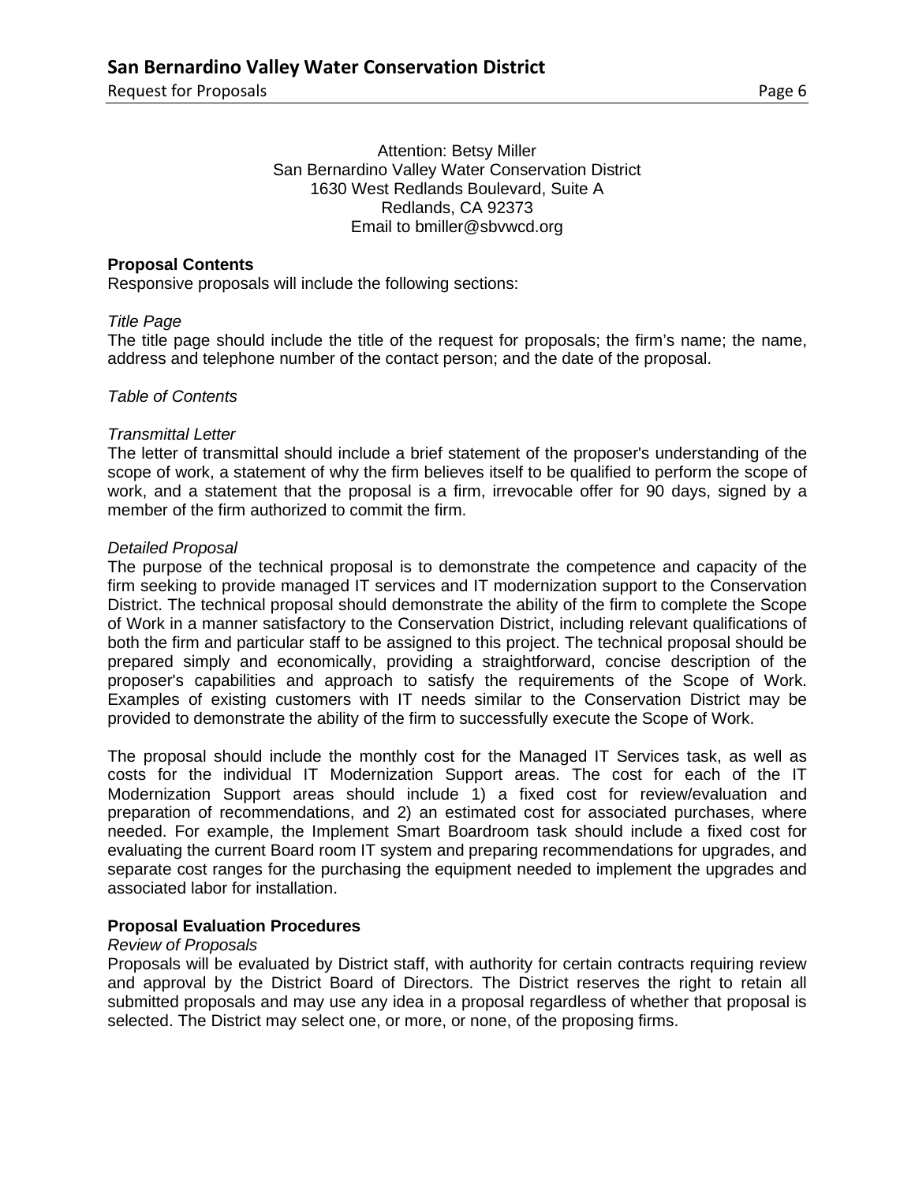Attention: Betsy Miller
San Bernardino Valley Water Conservation District
1630 West Redlands Boulevard, Suite A
Redlands, CA 92373
Email to bmiller@sbvwcd.org

**Proposal Contents**

Responsive proposals will include the following sections:

*Title Page*

The title page should include the title of the request for proposals; the firm's name; the name, address and telephone number of the contact person; and the date of the proposal.

*Table of Contents*

*Transmittal Letter*

The letter of transmittal should include a brief statement of the proposer's understanding of the scope of work, a statement of why the firm believes itself to be qualified to perform the scope of work, and a statement that the proposal is a firm, irrevocable offer for 90 days, signed by a member of the firm authorized to commit the firm.

*Detailed Proposal*

The purpose of the technical proposal is to demonstrate the competence and capacity of the firm seeking to provide managed IT services and IT modernization support to the Conservation District. The technical proposal should demonstrate the ability of the firm to complete the Scope of Work in a manner satisfactory to the Conservation District, including relevant qualifications of both the firm and particular staff to be assigned to this project. The technical proposal should be prepared simply and economically, providing a straightforward, concise description of the proposer's capabilities and approach to satisfy the requirements of the Scope of Work. Examples of existing customers with IT needs similar to the Conservation District may be provided to demonstrate the ability of the firm to successfully execute the Scope of Work.

The proposal should include the monthly cost for the Managed IT Services task, as well as costs for the individual IT Modernization Support areas. The cost for each of the IT Modernization Support areas should include 1) a fixed cost for review/evaluation and preparation of recommendations, and 2) an estimated cost for associated purchases, where needed. For example, the Implement Smart Boardroom task should include a fixed cost for evaluating the current Board room IT system and preparing recommendations for upgrades, and separate cost ranges for the purchasing the equipment needed to implement the upgrades and associated labor for installation.

**Proposal Evaluation Procedures**

*Review of Proposals*

Proposals will be evaluated by District staff, with authority for certain contracts requiring review and approval by the District Board of Directors. The District reserves the right to retain all submitted proposals and may use any idea in a proposal regardless of whether that proposal is selected. The District may select one, or more, or none, of the proposing firms.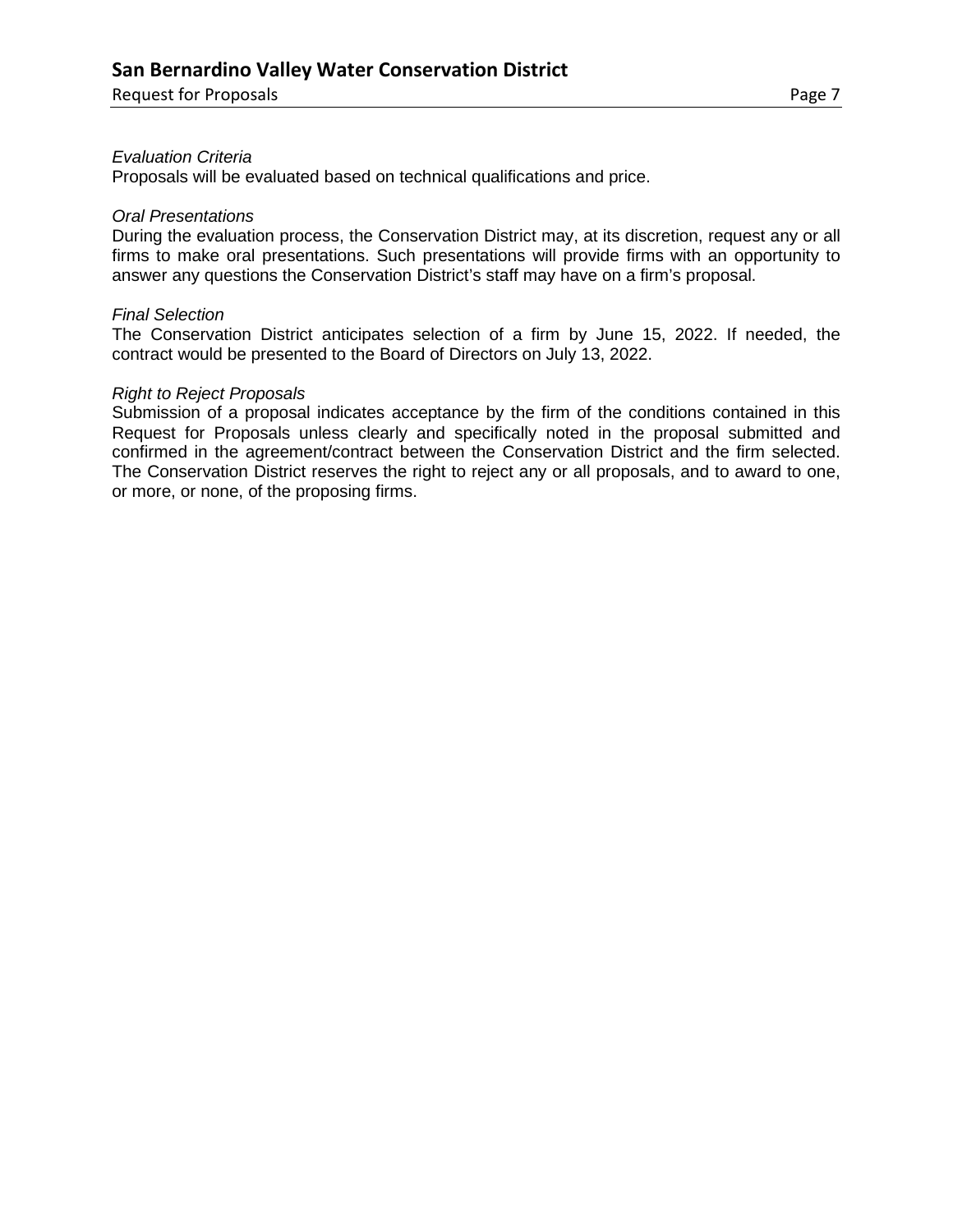*Evaluation Criteria*
Proposals will be evaluated based on technical qualifications and price.

*Oral Presentations*
During the evaluation process, the Conservation District may, at its discretion, request any or all firms to make oral presentations. Such presentations will provide firms with an opportunity to answer any questions the Conservation District's staff may have on a firm's proposal.

*Final Selection*
The Conservation District anticipates selection of a firm by June 15, 2022. If needed, the contract would be presented to the Board of Directors on July 13, 2022.

*Right to Reject Proposals*
Submission of a proposal indicates acceptance by the firm of the conditions contained in this Request for Proposals unless clearly and specifically noted in the proposal submitted and confirmed in the agreement/contract between the Conservation District and the firm selected. The Conservation District reserves the right to reject any or all proposals, and to award to one, or more, or none, of the proposing firms.